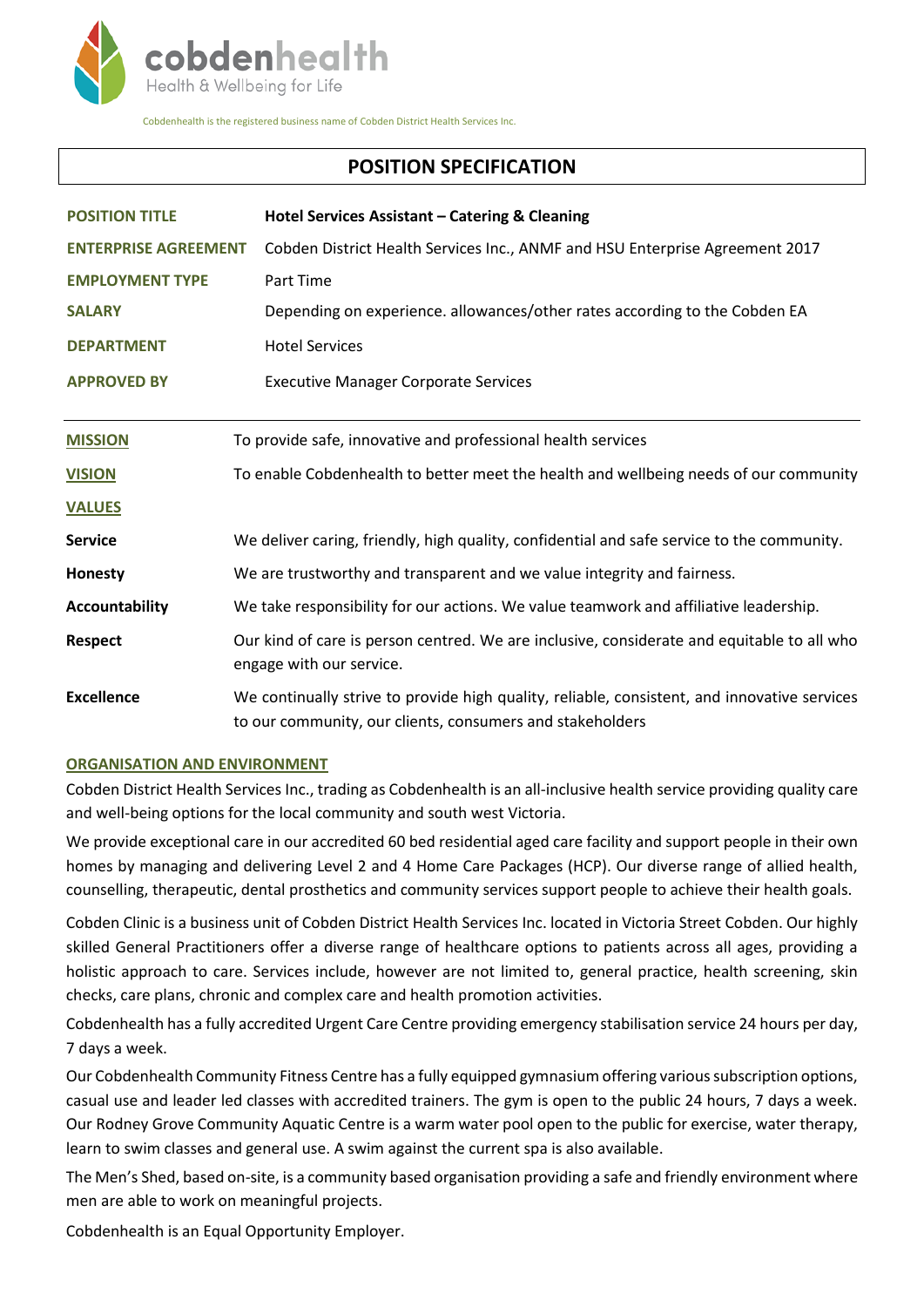cobdenhealth

Health & Wellbeing for Life

Cobdenhealth is the registered business name of Cobden District Health Services Inc.

# POSITION SPECIFICATION

| | |
|---|---|
| **POSITION TITLE** | **Hotel Services Assistant – Catering & Cleaning** |
| **ENTERPRISE AGREEMENT** | Cobden District Health Services Inc., ANMF and HSU Enterprise Agreement 2017 |
| **EMPLOYMENT TYPE** | Part Time |
| **SALARY** | Depending on experience. allowances/other rates according to the Cobden EA |
| **DEPARTMENT** | Hotel Services |
| **APPROVED BY** | Executive Manager Corporate Services |

| | |
|---|---|
| **MISSION** | To provide safe, innovative and professional health services |
| **VISION** | To enable Cobdenhealth to better meet the health and wellbeing needs of our community |
| **VALUES** | |
| **Service** | We deliver caring, friendly, high quality, confidential and safe service to the community. |
| **Honesty** | We are trustworthy and transparent and we value integrity and fairness. |
| **Accountability** | We take responsibility for our actions. We value teamwork and affiliative leadership. |
| **Respect** | Our kind of care is person centred. We are inclusive, considerate and equitable to all who engage with our service. |
| **Excellence** | We continually strive to provide high quality, reliable, consistent, and innovative services to our community, our clients, consumers and stakeholders |

## ORGANISATION AND ENVIRONMENT

Cobden District Health Services Inc., trading as Cobdenhealth is an all-inclusive health service providing quality care and well-being options for the local community and south west Victoria.

We provide exceptional care in our accredited 60 bed residential aged care facility and support people in their own homes by managing and delivering Level 2 and 4 Home Care Packages (HCP). Our diverse range of allied health, counselling, therapeutic, dental prosthetics and community services support people to achieve their health goals.

Cobden Clinic is a business unit of Cobden District Health Services Inc. located in Victoria Street Cobden. Our highly skilled General Practitioners offer a diverse range of healthcare options to patients across all ages, providing a holistic approach to care. Services include, however are not limited to, general practice, health screening, skin checks, care plans, chronic and complex care and health promotion activities.

Cobdenhealth has a fully accredited Urgent Care Centre providing emergency stabilisation service 24 hours per day, 7 days a week.

Our Cobdenhealth Community Fitness Centre has a fully equipped gymnasium offering various subscription options, casual use and leader led classes with accredited trainers. The gym is open to the public 24 hours, 7 days a week. Our Rodney Grove Community Aquatic Centre is a warm water pool open to the public for exercise, water therapy, learn to swim classes and general use. A swim against the current spa is also available.

The Men's Shed, based on-site, is a community based organisation providing a safe and friendly environment where men are able to work on meaningful projects.

Cobdenhealth is an Equal Opportunity Employer.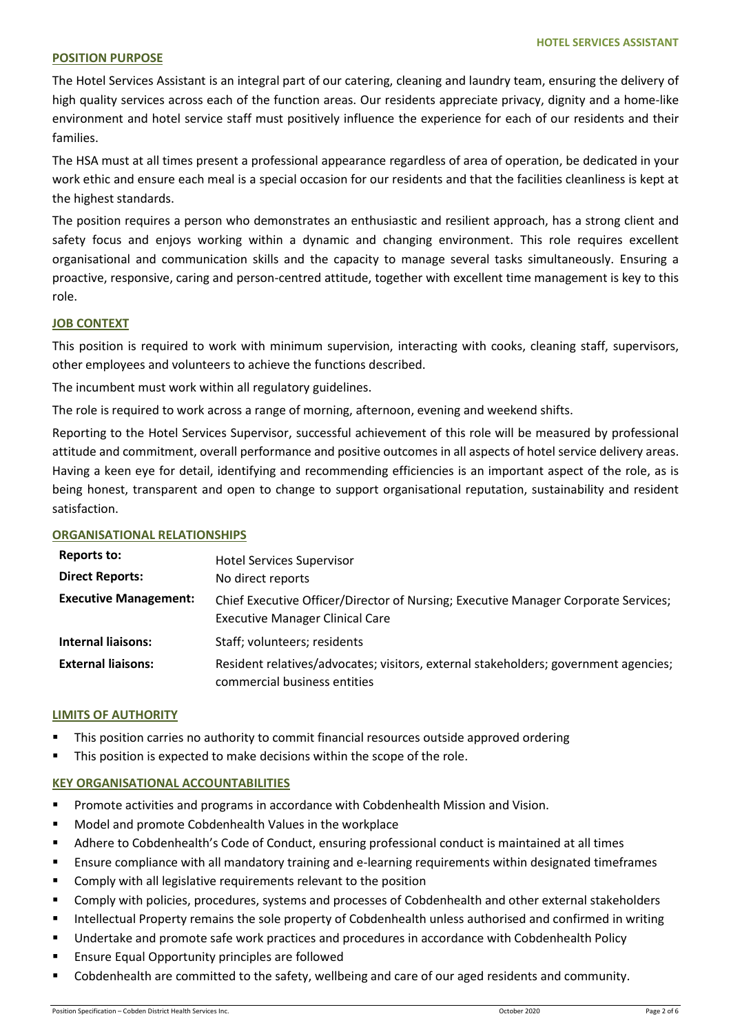## POSITION PURPOSE

The Hotel Services Assistant is an integral part of our catering, cleaning and laundry team, ensuring the delivery of high quality services across each of the function areas. Our residents appreciate privacy, dignity and a home-like environment and hotel service staff must positively influence the experience for each of our residents and their families.

The HSA must at all times present a professional appearance regardless of area of operation, be dedicated in your work ethic and ensure each meal is a special occasion for our residents and that the facilities cleanliness is kept at the highest standards.

The position requires a person who demonstrates an enthusiastic and resilient approach, has a strong client and safety focus and enjoys working within a dynamic and changing environment. This role requires excellent organisational and communication skills and the capacity to manage several tasks simultaneously. Ensuring a proactive, responsive, caring and person-centred attitude, together with excellent time management is key to this role.

## JOB CONTEXT

This position is required to work with minimum supervision, interacting with cooks, cleaning staff, supervisors, other employees and volunteers to achieve the functions described.

The incumbent must work within all regulatory guidelines.

The role is required to work across a range of morning, afternoon, evening and weekend shifts.

Reporting to the Hotel Services Supervisor, successful achievement of this role will be measured by professional attitude and commitment, overall performance and positive outcomes in all aspects of hotel service delivery areas. Having a keen eye for detail, identifying and recommending efficiencies is an important aspect of the role, as is being honest, transparent and open to change to support organisational reputation, sustainability and resident satisfaction.

## ORGANISATIONAL RELATIONSHIPS

| | |
|---|---|
| **Reports to:** | Hotel Services Supervisor |
| **Direct Reports:** | No direct reports |
| **Executive Management:** | Chief Executive Officer/Director of Nursing; Executive Manager Corporate Services; Executive Manager Clinical Care |
| **Internal liaisons:** | Staff; volunteers; residents |
| **External liaisons:** | Resident relatives/advocates; visitors, external stakeholders; government agencies; commercial business entities |

## LIMITS OF AUTHORITY

- This position carries no authority to commit financial resources outside approved ordering
- This position is expected to make decisions within the scope of the role.

## KEY ORGANISATIONAL ACCOUNTABILITIES

- Promote activities and programs in accordance with Cobdenhealth Mission and Vision.
- Model and promote Cobdenhealth Values in the workplace
- Adhere to Cobdenhealth's Code of Conduct, ensuring professional conduct is maintained at all times
- Ensure compliance with all mandatory training and e-learning requirements within designated timeframes
- Comply with all legislative requirements relevant to the position
- Comply with policies, procedures, systems and processes of Cobdenhealth and other external stakeholders
- Intellectual Property remains the sole property of Cobdenhealth unless authorised and confirmed in writing
- Undertake and promote safe work practices and procedures in accordance with Cobdenhealth Policy
- Ensure Equal Opportunity principles are followed
- Cobdenhealth are committed to the safety, wellbeing and care of our aged residents and community.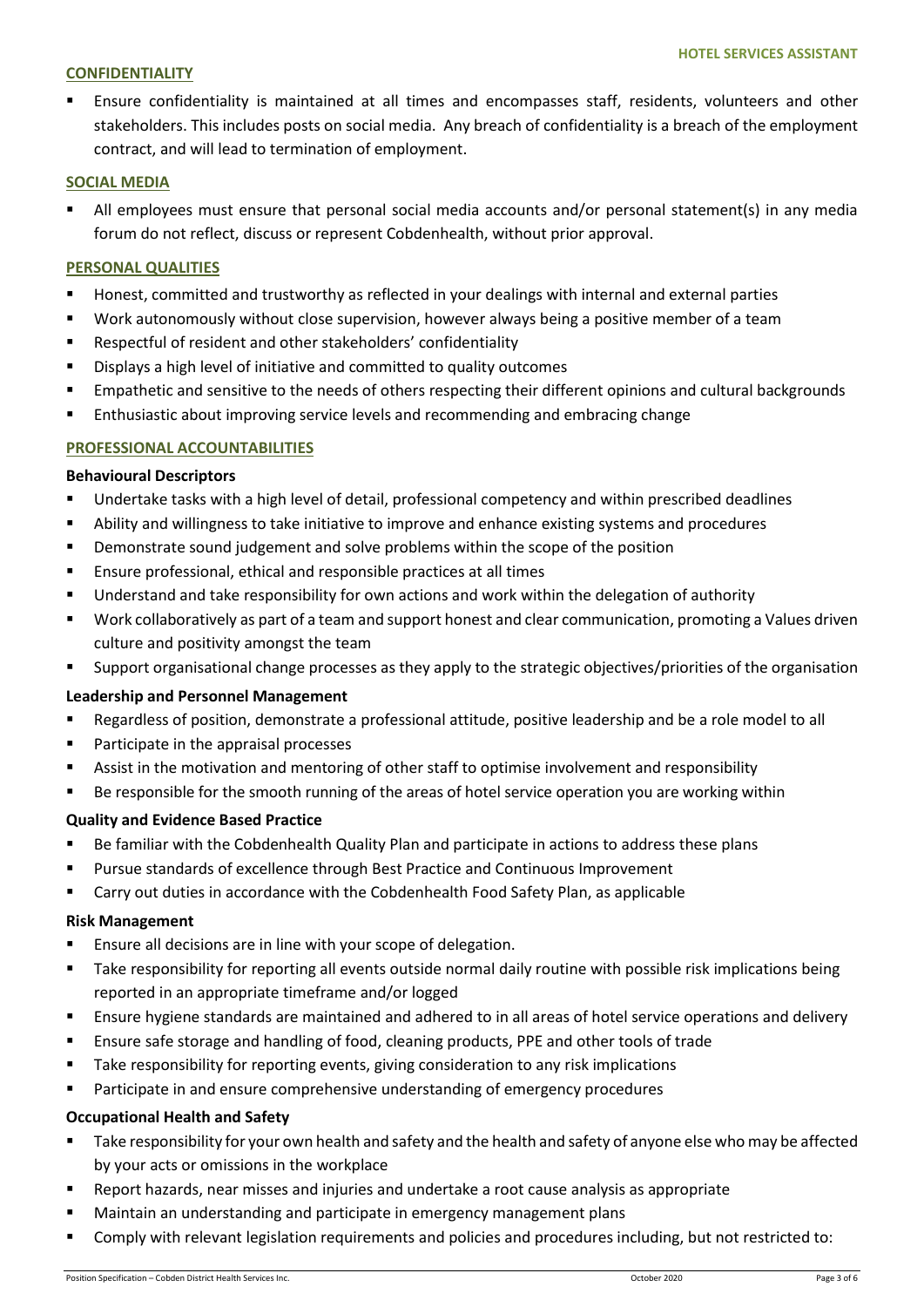## CONFIDENTIALITY

- Ensure confidentiality is maintained at all times and encompasses staff, residents, volunteers and other stakeholders. This includes posts on social media. Any breach of confidentiality is a breach of the employment contract, and will lead to termination of employment.

## SOCIAL MEDIA

- All employees must ensure that personal social media accounts and/or personal statement(s) in any media forum do not reflect, discuss or represent Cobdenhealth, without prior approval.

## PERSONAL QUALITIES

- Honest, committed and trustworthy as reflected in your dealings with internal and external parties
- Work autonomously without close supervision, however always being a positive member of a team
- Respectful of resident and other stakeholders' confidentiality
- Displays a high level of initiative and committed to quality outcomes
- Empathetic and sensitive to the needs of others respecting their different opinions and cultural backgrounds
- Enthusiastic about improving service levels and recommending and embracing change

## PROFESSIONAL ACCOUNTABILITIES

### Behavioural Descriptors

- Undertake tasks with a high level of detail, professional competency and within prescribed deadlines
- Ability and willingness to take initiative to improve and enhance existing systems and procedures
- Demonstrate sound judgement and solve problems within the scope of the position
- Ensure professional, ethical and responsible practices at all times
- Understand and take responsibility for own actions and work within the delegation of authority
- Work collaboratively as part of a team and support honest and clear communication, promoting a Values driven culture and positivity amongst the team
- Support organisational change processes as they apply to the strategic objectives/priorities of the organisation

### Leadership and Personnel Management

- Regardless of position, demonstrate a professional attitude, positive leadership and be a role model to all
- Participate in the appraisal processes
- Assist in the motivation and mentoring of other staff to optimise involvement and responsibility
- Be responsible for the smooth running of the areas of hotel service operation you are working within

### Quality and Evidence Based Practice

- Be familiar with the Cobdenhealth Quality Plan and participate in actions to address these plans
- Pursue standards of excellence through Best Practice and Continuous Improvement
- Carry out duties in accordance with the Cobdenhealth Food Safety Plan, as applicable

### Risk Management

- Ensure all decisions are in line with your scope of delegation.
- Take responsibility for reporting all events outside normal daily routine with possible risk implications being reported in an appropriate timeframe and/or logged
- Ensure hygiene standards are maintained and adhered to in all areas of hotel service operations and delivery
- Ensure safe storage and handling of food, cleaning products, PPE and other tools of trade
- Take responsibility for reporting events, giving consideration to any risk implications
- Participate in and ensure comprehensive understanding of emergency procedures

### Occupational Health and Safety

- Take responsibility for your own health and safety and the health and safety of anyone else who may be affected by your acts or omissions in the workplace
- Report hazards, near misses and injuries and undertake a root cause analysis as appropriate
- Maintain an understanding and participate in emergency management plans
- Comply with relevant legislation requirements and policies and procedures including, but not restricted to: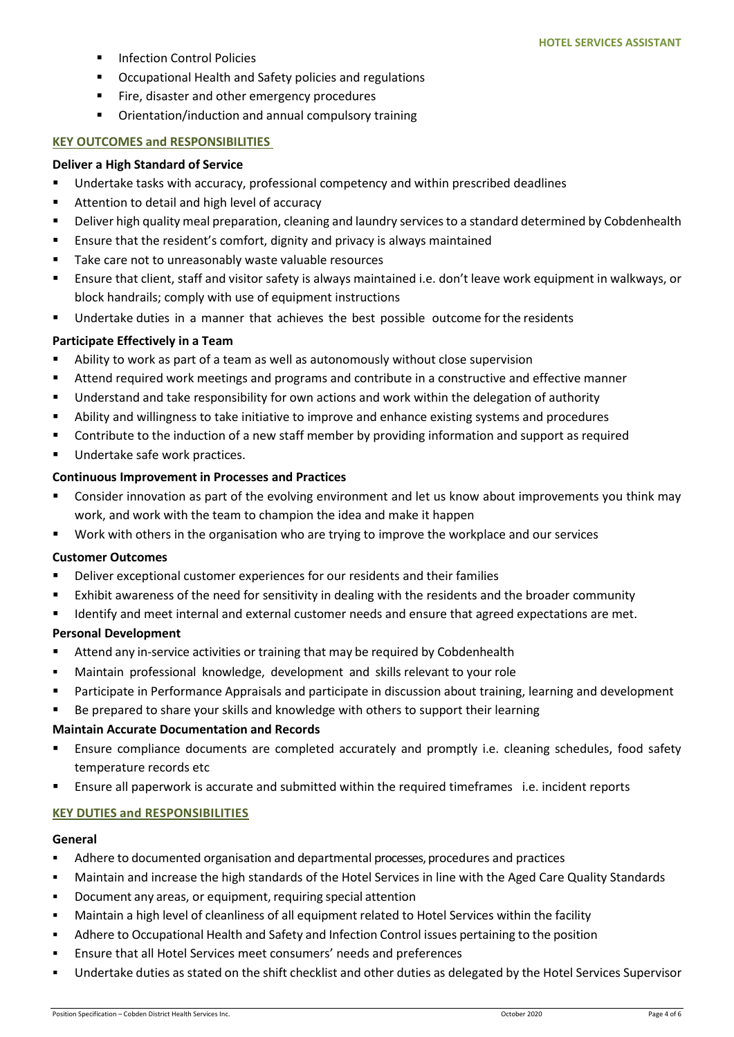- Infection Control Policies
- Occupational Health and Safety policies and regulations
- Fire, disaster and other emergency procedures
- Orientation/induction and annual compulsory training

## KEY OUTCOMES and RESPONSIBILITIES

### Deliver a High Standard of Service

- Undertake tasks with accuracy, professional competency and within prescribed deadlines
- Attention to detail and high level of accuracy
- Deliver high quality meal preparation, cleaning and laundry services to a standard determined by Cobdenhealth
- Ensure that the resident's comfort, dignity and privacy is always maintained
- Take care not to unreasonably waste valuable resources
- Ensure that client, staff and visitor safety is always maintained i.e. don't leave work equipment in walkways, or block handrails; comply with use of equipment instructions
- Undertake duties in a manner that achieves the best possible outcome for the residents

### Participate Effectively in a Team

- Ability to work as part of a team as well as autonomously without close supervision
- Attend required work meetings and programs and contribute in a constructive and effective manner
- Understand and take responsibility for own actions and work within the delegation of authority
- Ability and willingness to take initiative to improve and enhance existing systems and procedures
- Contribute to the induction of a new staff member by providing information and support as required
- Undertake safe work practices.

### Continuous Improvement in Processes and Practices

- Consider innovation as part of the evolving environment and let us know about improvements you think may work, and work with the team to champion the idea and make it happen
- Work with others in the organisation who are trying to improve the workplace and our services

### Customer Outcomes

- Deliver exceptional customer experiences for our residents and their families
- Exhibit awareness of the need for sensitivity in dealing with the residents and the broader community
- Identify and meet internal and external customer needs and ensure that agreed expectations are met.

### Personal Development

- Attend any in-service activities or training that may be required by Cobdenhealth
- Maintain professional knowledge, development and skills relevant to your role
- Participate in Performance Appraisals and participate in discussion about training, learning and development
- Be prepared to share your skills and knowledge with others to support their learning

### Maintain Accurate Documentation and Records

- Ensure compliance documents are completed accurately and promptly i.e. cleaning schedules, food safety temperature records etc
- Ensure all paperwork is accurate and submitted within the required timeframes i.e. incident reports

## KEY DUTIES and RESPONSIBILITIES

### General

- Adhere to documented organisation and departmental processes, procedures and practices
- Maintain and increase the high standards of the Hotel Services in line with the Aged Care Quality Standards
- Document any areas, or equipment, requiring special attention
- Maintain a high level of cleanliness of all equipment related to Hotel Services within the facility
- Adhere to Occupational Health and Safety and Infection Control issues pertaining to the position
- Ensure that all Hotel Services meet consumers' needs and preferences
- Undertake duties as stated on the shift checklist and other duties as delegated by the Hotel Services Supervisor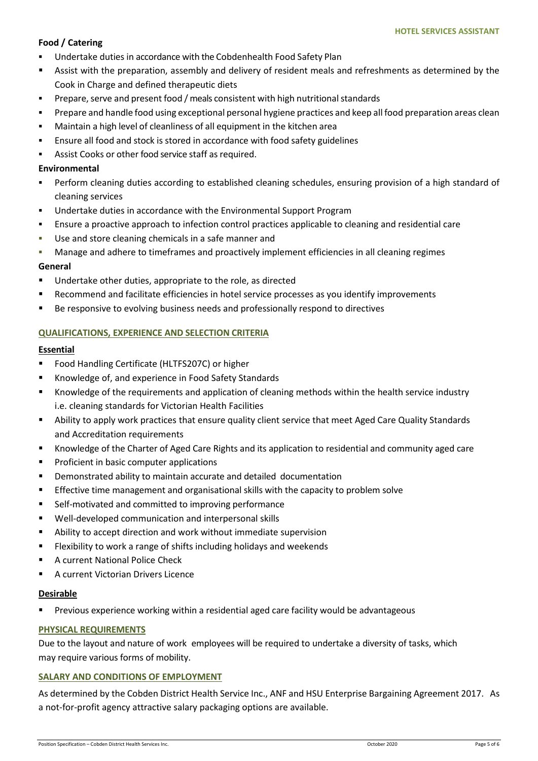**Food / Catering**

- Undertake duties in accordance with the Cobdenhealth Food Safety Plan
- Assist with the preparation, assembly and delivery of resident meals and refreshments as determined by the Cook in Charge and defined therapeutic diets
- Prepare, serve and present food / meals consistent with high nutritional standards
- Prepare and handle food using exceptional personal hygiene practices and keep all food preparation areas clean
- Maintain a high level of cleanliness of all equipment in the kitchen area
- Ensure all food and stock is stored in accordance with food safety guidelines
- Assist Cooks or other food service staff as required.

**Environmental**

- Perform cleaning duties according to established cleaning schedules, ensuring provision of a high standard of cleaning services
- Undertake duties in accordance with the Environmental Support Program
- Ensure a proactive approach to infection control practices applicable to cleaning and residential care
- Use and store cleaning chemicals in a safe manner and
- Manage and adhere to timeframes and proactively implement efficiencies in all cleaning regimes

**General**

- Undertake other duties, appropriate to the role, as directed
- Recommend and facilitate efficiencies in hotel service processes as you identify improvements
- Be responsive to evolving business needs and professionally respond to directives

## QUALIFICATIONS, EXPERIENCE AND SELECTION CRITERIA

### Essential

- Food Handling Certificate (HLTFS207C) or higher
- Knowledge of, and experience in Food Safety Standards
- Knowledge of the requirements and application of cleaning methods within the health service industry i.e. cleaning standards for Victorian Health Facilities
- Ability to apply work practices that ensure quality client service that meet Aged Care Quality Standards and Accreditation requirements
- Knowledge of the Charter of Aged Care Rights and its application to residential and community aged care
- Proficient in basic computer applications
- Demonstrated ability to maintain accurate and detailed documentation
- Effective time management and organisational skills with the capacity to problem solve
- Self-motivated and committed to improving performance
- Well-developed communication and interpersonal skills
- Ability to accept direction and work without immediate supervision
- Flexibility to work a range of shifts including holidays and weekends
- A current National Police Check
- A current Victorian Drivers Licence

### Desirable

- Previous experience working within a residential aged care facility would be advantageous

## PHYSICAL REQUIREMENTS

Due to the layout and nature of work employees will be required to undertake a diversity of tasks, which may require various forms of mobility.

## SALARY AND CONDITIONS OF EMPLOYMENT

As determined by the Cobden District Health Service Inc., ANF and HSU Enterprise Bargaining Agreement 2017. As a not-for-profit agency attractive salary packaging options are available.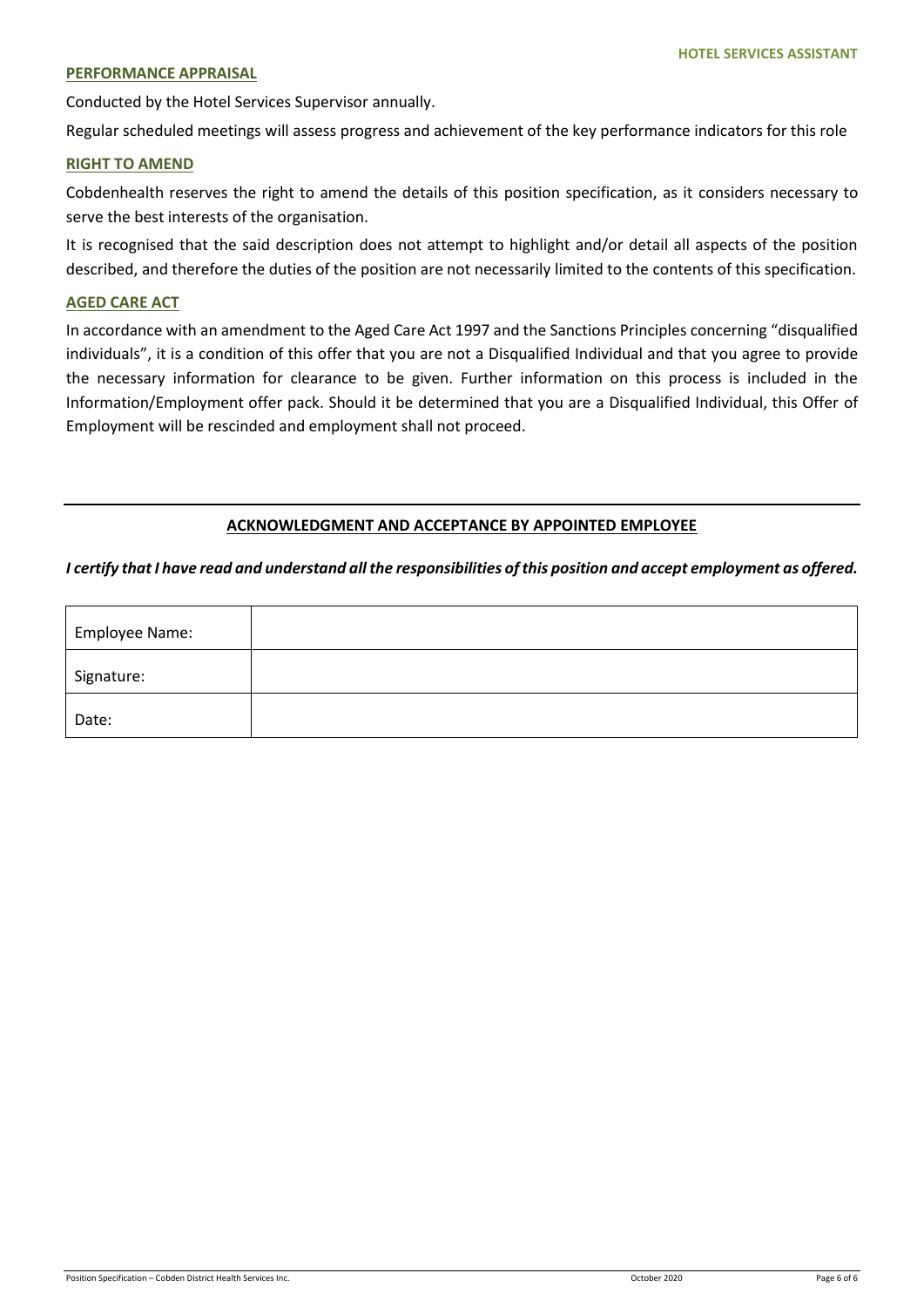## PERFORMANCE APPRAISAL

Conducted by the Hotel Services Supervisor annually.

Regular scheduled meetings will assess progress and achievement of the key performance indicators for this role

## RIGHT TO AMEND

Cobdenhealth reserves the right to amend the details of this position specification, as it considers necessary to serve the best interests of the organisation.

It is recognised that the said description does not attempt to highlight and/or detail all aspects of the position described, and therefore the duties of the position are not necessarily limited to the contents of this specification.

## AGED CARE ACT

In accordance with an amendment to the Aged Care Act 1997 and the Sanctions Principles concerning "disqualified individuals", it is a condition of this offer that you are not a Disqualified Individual and that you agree to provide the necessary information for clearance to be given. Further information on this process is included in the Information/Employment offer pack. Should it be determined that you are a Disqualified Individual, this Offer of Employment will be rescinded and employment shall not proceed.

---

## ACKNOWLEDGMENT AND ACCEPTANCE BY APPOINTED EMPLOYEE

***I certify that I have read and understand all the responsibilities of this position and accept employment as offered.***

| | |
|---|---|
| Employee Name: | |
| Signature: | |
| Date: | |